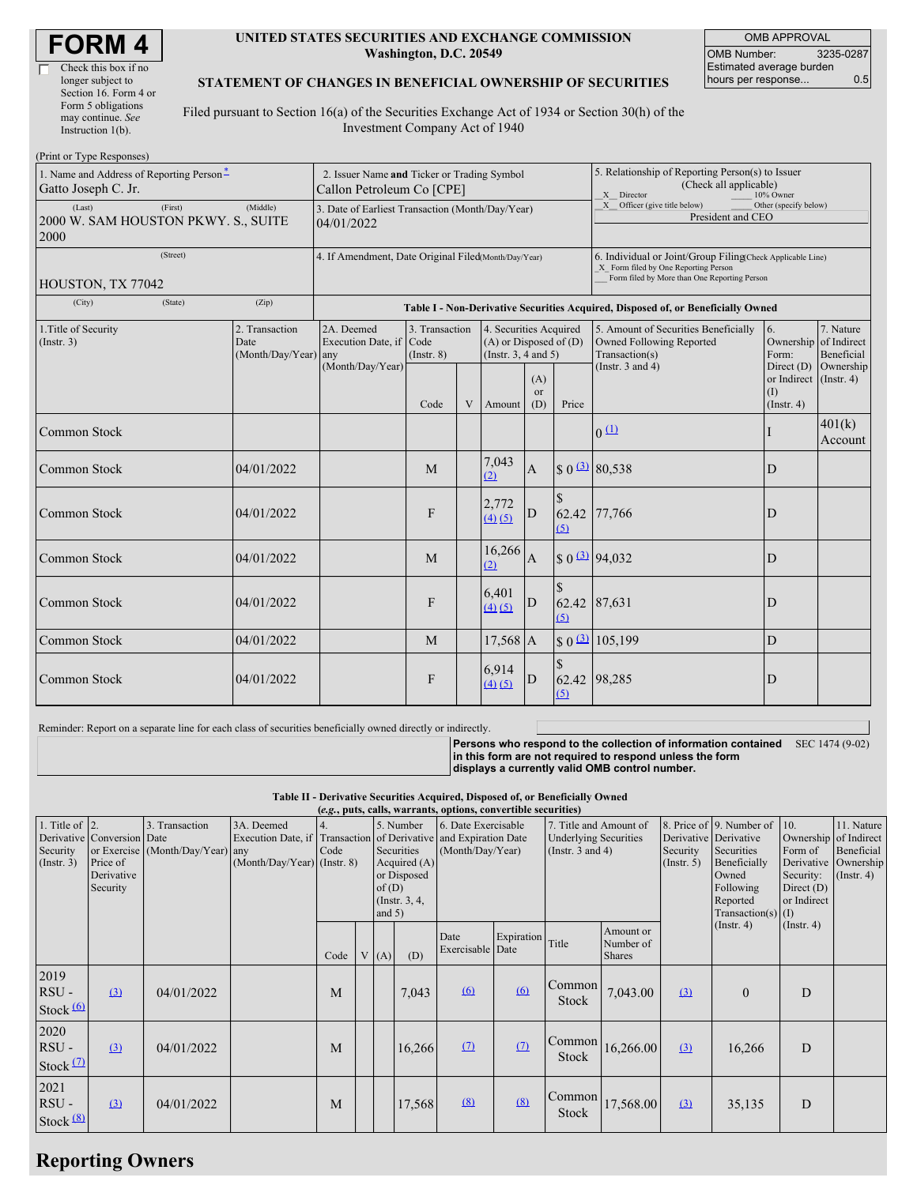# FORM 4

☐ Check this box if no longer subject to Section 16. Form 4 or Form 5 obligations may continue. *See* Instruction 1(b).

**UNITED STATES SECURITIES AND EXCHANGE COMMISSION**
**Washington, D.C. 20549**

**STATEMENT OF CHANGES IN BENEFICIAL OWNERSHIP OF SECURITIES**

Filed pursuant to Section 16(a) of the Securities Exchange Act of 1934 or Section 30(h) of the Investment Company Act of 1940

| OMB APPROVAL | |
|---|---|
| OMB Number: | 3235-0287 |
| Estimated average burden hours per response... | 0.5 |

(Print or Type Responses)

| | | |
|---|---|---|
| 1. Name and Address of Reporting Person*<br>Gatto Joseph C. Jr. | 2. Issuer Name **and** Ticker or Trading Symbol<br>Callon Petroleum Co [CPE] | 5. Relationship of Reporting Person(s) to Issuer (Check all applicable)<br>_X_ Director ___ 10% Owner<br>_X_ Officer (give title below) ___ Other (specify below)<br>President and CEO |
| (Last) (First) (Middle)<br>2000 W. SAM HOUSTON PKWY. S., SUITE 2000 | 3. Date of Earliest Transaction (Month/Day/Year)<br>04/01/2022 | |
| (Street)<br>HOUSTON, TX 77042<br>(City) (State) (Zip) | 4. If Amendment, Date Original Filed (Month/Day/Year) | 6. Individual or Joint/Group Filing (Check Applicable Line)<br>_X_ Form filed by One Reporting Person<br>___ Form filed by More than One Reporting Person |

**Table I - Non-Derivative Securities Acquired, Disposed of, or Beneficially Owned**

| 1.Title of Security (Instr. 3) | 2. Transaction Date (Month/Day/Year) | 2A. Deemed Execution Date, if any (Month/Day/Year) | 3. Transaction Code (Instr. 8) | | 4. Securities Acquired (A) or Disposed of (D) (Instr. 3, 4 and 5) | | | 5. Amount of Securities Beneficially Owned Following Reported Transaction(s) (Instr. 3 and 4) | 6. Ownership Form: Direct (D) or Indirect (I) (Instr. 4) | 7. Nature of Indirect Beneficial Ownership (Instr. 4) |
|---|---|---|---|---|---|---|---|---|---|---|
| | | | Code | V | Amount | (A) or (D) | Price | | | |
| Common Stock | | | | | | | | 0 (1) | I | 401(k) Account |
| Common Stock | 04/01/2022 | | M | | 7,043 (2) | A | $ 0 (3) | 80,538 | D | |
| Common Stock | 04/01/2022 | | F | | 2,772 (4) (5) | D | $ 62.42 (5) | 77,766 | D | |
| Common Stock | 04/01/2022 | | M | | 16,266 (2) | A | $ 0 (3) | 94,032 | D | |
| Common Stock | 04/01/2022 | | F | | 6,401 (4) (5) | D | $ 62.42 (5) | 87,631 | D | |
| Common Stock | 04/01/2022 | | M | | 17,568 | A | $ 0 (3) | 105,199 | D | |
| Common Stock | 04/01/2022 | | F | | 6,914 (4) (5) | D | $ 62.42 (5) | 98,285 | D | |

Reminder: Report on a separate line for each class of securities beneficially owned directly or indirectly.

**Persons who respond to the collection of information contained in this form are not required to respond unless the form displays a currently valid OMB control number.** SEC 1474 (9-02)

**Table II - Derivative Securities Acquired, Disposed of, or Beneficially Owned**
***(e.g., puts, calls, warrants, options, convertible securities)***

| 1. Title of Derivative Security (Instr. 3) | 2. Conversion or Exercise Price of Derivative Security | 3. Transaction Date (Month/Day/Year) | 3A. Deemed Execution Date, if any (Month/Day/Year) | 4. Transaction Code (Instr. 8) | | 5. Number of Derivative Securities Acquired (A) or Disposed of (D) (Instr. 3, 4, and 5) | | 6. Date Exercisable and Expiration Date (Month/Day/Year) | | 7. Title and Amount of Underlying Securities (Instr. 3 and 4) | | 8. Price of Derivative Security (Instr. 5) | 9. Number of Derivative Securities Beneficially Owned Following Reported Transaction(s) (Instr. 4) | 10. Ownership Form of Derivative Security: Direct (D) or Indirect (I) (Instr. 4) | 11. Nature of Indirect Beneficial Ownership (Instr. 4) |
|---|---|---|---|---|---|---|---|---|---|---|---|---|---|---|---|
| | | | | Code | V | (A) | (D) | Date Exercisable | Expiration Date | Title | Amount or Number of Shares | | | | |
| 2019 RSU - Stock (6) | (3) | 04/01/2022 | | M | | | 7,043 | (6) | (6) | Common Stock | 7,043.00 | (3) | 0 | D | |
| 2020 RSU - Stock (7) | (3) | 04/01/2022 | | M | | | 16,266 | (7) | (7) | Common Stock | 16,266.00 | (3) | 16,266 | D | |
| 2021 RSU - Stock (8) | (3) | 04/01/2022 | | M | | | 17,568 | (8) | (8) | Common Stock | 17,568.00 | (3) | 35,135 | D | |

## Reporting Owners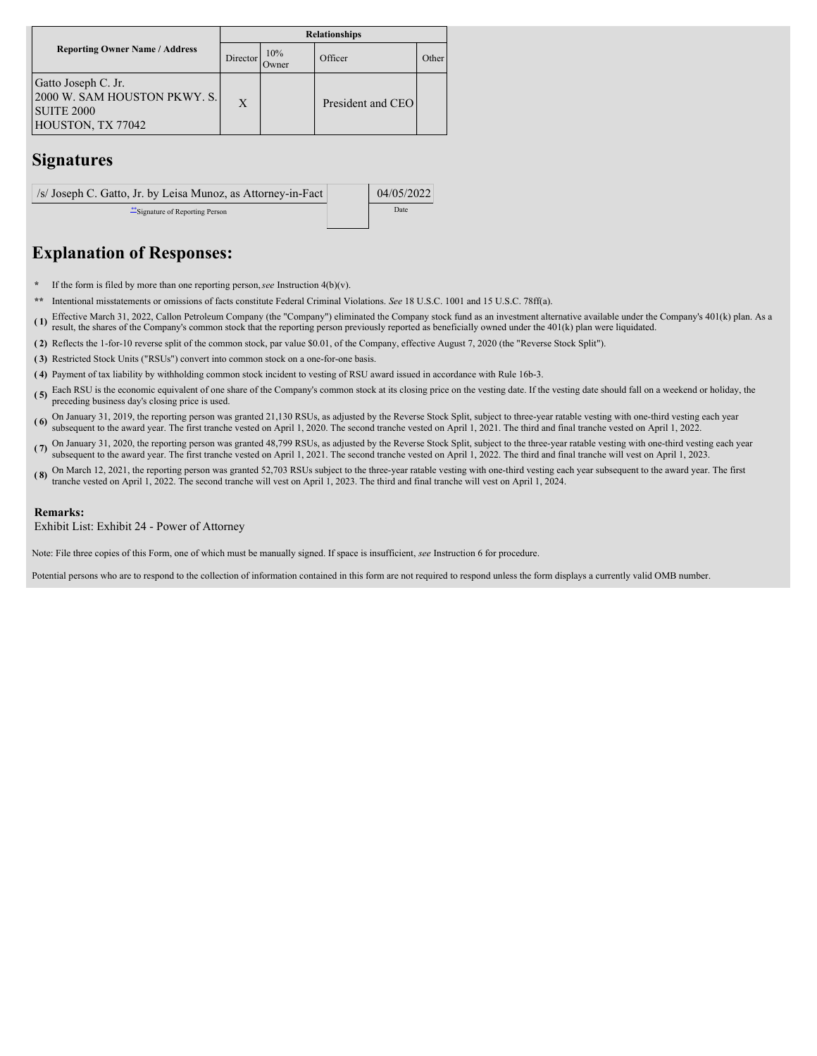| Reporting Owner Name / Address | Relationships | | | |
|---|---|---|---|---|
| | Director | 10% Owner | Officer | Other |
| Gatto Joseph C. Jr.<br>2000 W. SAM HOUSTON PKWY. S.<br>SUITE 2000<br>HOUSTON, TX 77042 | X | | President and CEO | |

## Signatures

| /s/ Joseph C. Gatto, Jr. by Leisa Munoz, as Attorney-in-Fact | | 04/05/2022 |
|---|---|---|
| **Signature of Reporting Person | | Date |

## Explanation of Responses:

- \* If the form is filed by more than one reporting person, *see* Instruction 4(b)(v).
- \*\* Intentional misstatements or omissions of facts constitute Federal Criminal Violations. *See* 18 U.S.C. 1001 and 15 U.S.C. 78ff(a).
- **( 1)** Effective March 31, 2022, Callon Petroleum Company (the "Company") eliminated the Company stock fund as an investment alternative available under the Company's 401(k) plan. As a result, the shares of the Company's common stock that the reporting person previously reported as beneficially owned under the 401(k) plan were liquidated.
- **( 2)** Reflects the 1-for-10 reverse split of the common stock, par value $0.01, of the Company, effective August 7, 2020 (the "Reverse Stock Split").
- **( 3)** Restricted Stock Units ("RSUs") convert into common stock on a one-for-one basis.
- **( 4)** Payment of tax liability by withholding common stock incident to vesting of RSU award issued in accordance with Rule 16b-3.
- **( 5)** Each RSU is the economic equivalent of one share of the Company's common stock at its closing price on the vesting date. If the vesting date should fall on a weekend or holiday, the preceding business day's closing price is used.
- **( 6)** On January 31, 2019, the reporting person was granted 21,130 RSUs, as adjusted by the Reverse Stock Split, subject to three-year ratable vesting with one-third vesting each year subsequent to the award year. The first tranche vested on April 1, 2020. The second tranche vested on April 1, 2021. The third and final tranche vested on April 1, 2022.
- **( 7)** On January 31, 2020, the reporting person was granted 48,799 RSUs, as adjusted by the Reverse Stock Split, subject to the three-year ratable vesting with one-third vesting each year subsequent to the award year. The first tranche vested on April 1, 2021. The second tranche vested on April 1, 2022. The third and final tranche will vest on April 1, 2023.
- **( 8)** On March 12, 2021, the reporting person was granted 52,703 RSUs subject to the three-year ratable vesting with one-third vesting each year subsequent to the award year. The first tranche vested on April 1, 2022. The second tranche will vest on April 1, 2023. The third and final tranche will vest on April 1, 2024.

**Remarks:**

Exhibit List: Exhibit 24 - Power of Attorney

Note: File three copies of this Form, one of which must be manually signed. If space is insufficient, *see* Instruction 6 for procedure.

Potential persons who are to respond to the collection of information contained in this form are not required to respond unless the form displays a currently valid OMB number.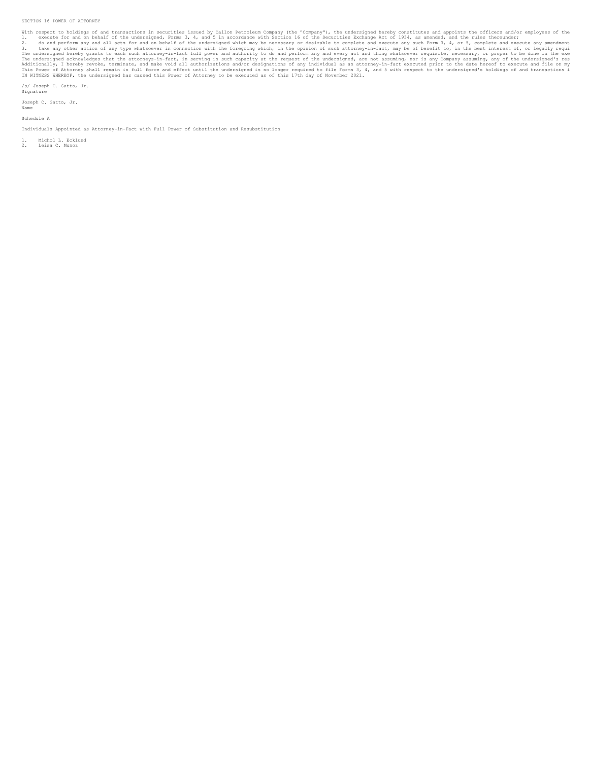SECTION 16 POWER OF ATTORNEY

With respect to holdings of and transactions in securities issued by Callon Petroleum Company (the "Company"), the undersigned hereby constitutes and appoints the officers and/or employees of the

1. execute for and on behalf of the undersigned, Forms 3, 4, and 5 in accordance with Section 16 of the Securities Exchange Act of 1934, as amended, and the rules thereunder;
2. do and perform any and all acts for and on behalf of the undersigned which may be necessary or desirable to complete and execute any such Form 3, 4, or 5, complete and execute any amendment
3. take any other action of any type whatsoever in connection with the foregoing which, in the opinion of such attorney-in-fact, may be of benefit to, in the best interest of, or legally requi

The undersigned hereby grants to each such attorney-in-fact full power and authority to do and perform any and every act and thing whatsoever requisite, necessary, or proper to be done in the exe

The undersigned acknowledges that the attorneys-in-fact, in serving in such capacity at the request of the undersigned, are not assuming, nor is any Company assuming, any of the undersigned's res

Additionally, I hereby revoke, terminate, and make void all authorizations and/or designations of any individual as an attorney-in-fact executed prior to the date hereof to execute and file on my

This Power of Attorney shall remain in full force and effect until the undersigned is no longer required to file Forms 3, 4, and 5 with respect to the undersigned's holdings of and transactions i

IN WITNESS WHEREOF, the undersigned has caused this Power of Attorney to be executed as of this 17th day of November 2021.

/s/ Joseph C. Gatto, Jr.
Signature

Joseph C. Gatto, Jr.
Name

Schedule A

Individuals Appointed as Attorney-in-Fact with Full Power of Substitution and Resubstitution

1. Michol L. Ecklund
2. Leisa C. Munoz